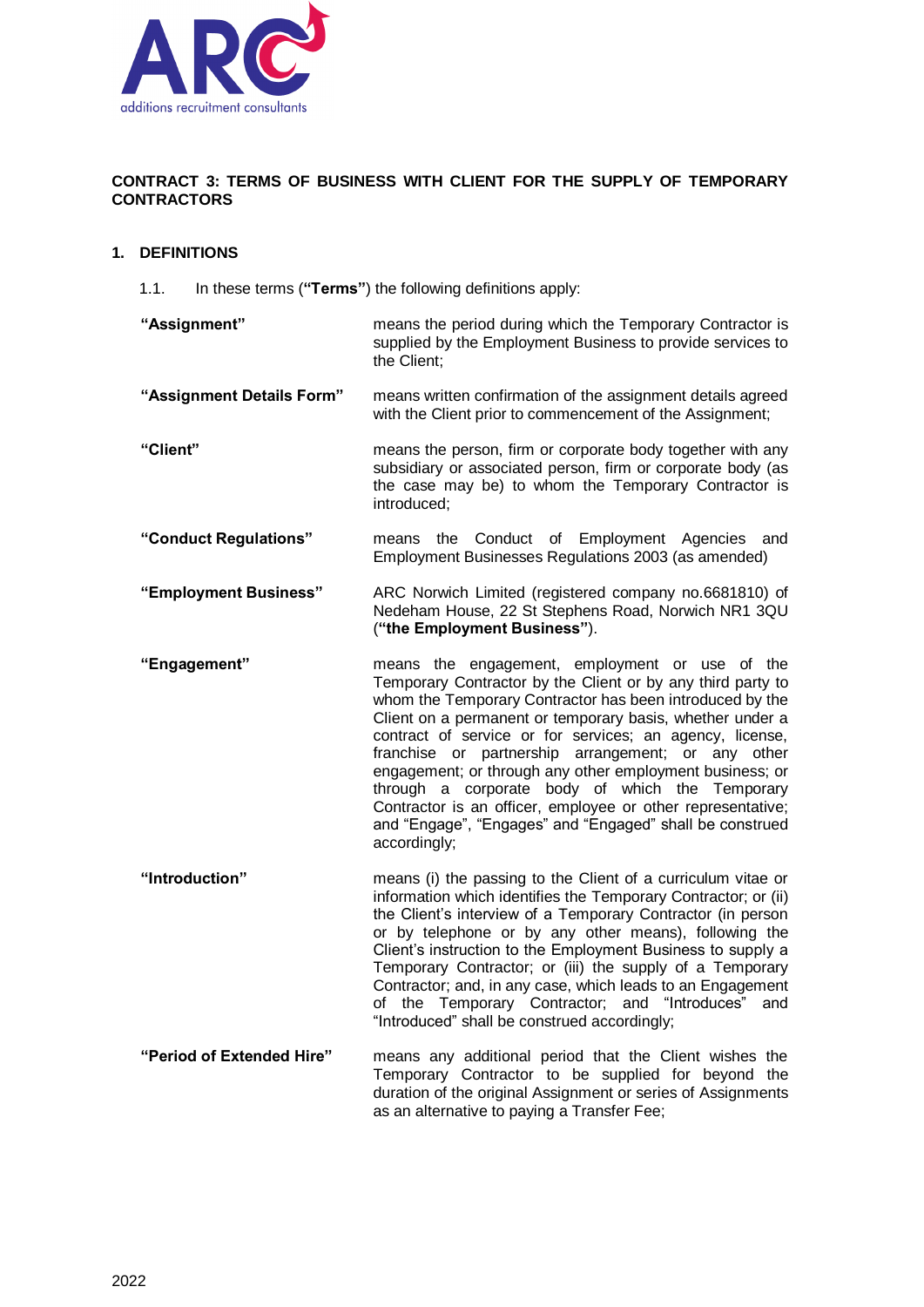## CONTRACT 3: TERMS OF BUSINESS WITH CLIENT FOR THE SUPPLY OF TEMPORARY CONTRACTORS

### 1. DEFINITIONS

1.1. In these terms (**"Terms"**) the following definitions apply:

| | |
|---|---|
| **"Assignment"** | means the period during which the Temporary Contractor is supplied by the Employment Business to provide services to the Client; |
| **"Assignment Details Form"** | means written confirmation of the assignment details agreed with the Client prior to commencement of the Assignment; |
| **"Client"** | means the person, firm or corporate body together with any subsidiary or associated person, firm or corporate body (as the case may be) to whom the Temporary Contractor is introduced; |
| **"Conduct Regulations"** | means the Conduct of Employment Agencies and Employment Businesses Regulations 2003 (as amended) |
| **"Employment Business"** | ARC Norwich Limited (registered company no.6681810) of Nedeham House, 22 St Stephens Road, Norwich NR1 3QU (**"the Employment Business"**). |
| **"Engagement"** | means the engagement, employment or use of the Temporary Contractor by the Client or by any third party to whom the Temporary Contractor has been introduced by the Client on a permanent or temporary basis, whether under a contract of service or for services; an agency, license, franchise or partnership arrangement; or any other engagement; or through any other employment business; or through a corporate body of which the Temporary Contractor is an officer, employee or other representative; and "Engage", "Engages" and "Engaged" shall be construed accordingly; |
| **"Introduction"** | means (i) the passing to the Client of a curriculum vitae or information which identifies the Temporary Contractor; or (ii) the Client's interview of a Temporary Contractor (in person or by telephone or by any other means), following the Client's instruction to the Employment Business to supply a Temporary Contractor; or (iii) the supply of a Temporary Contractor; and, in any case, which leads to an Engagement of the Temporary Contractor; and "Introduces" and "Introduced" shall be construed accordingly; |
| **"Period of Extended Hire"** | means any additional period that the Client wishes the Temporary Contractor to be supplied for beyond the duration of the original Assignment or series of Assignments as an alternative to paying a Transfer Fee; |

2022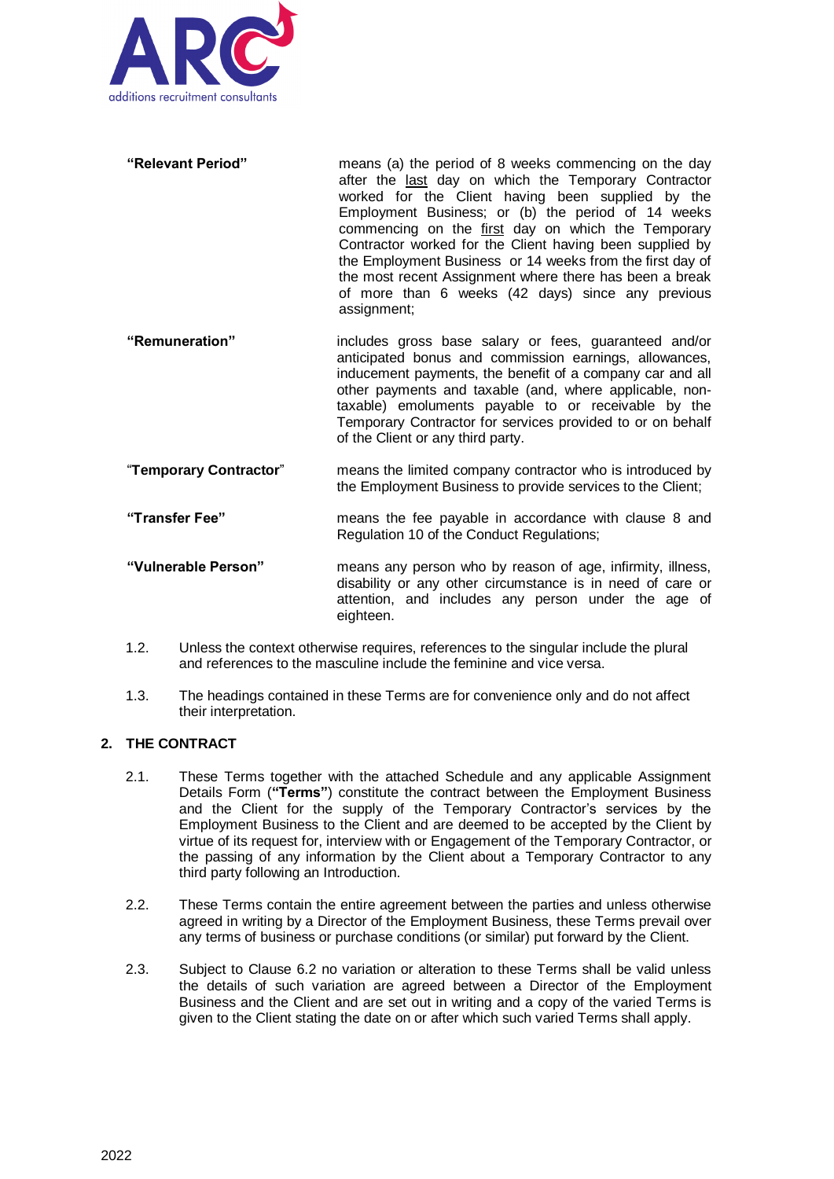| | |
|---|---|
| **"Relevant Period"** | means (a) the period of 8 weeks commencing on the day after the last day on which the Temporary Contractor worked for the Client having been supplied by the Employment Business; or (b) the period of 14 weeks commencing on the first day on which the Temporary Contractor worked for the Client having been supplied by the Employment Business or 14 weeks from the first day of the most recent Assignment where there has been a break of more than 6 weeks (42 days) since any previous assignment; |
| **"Remuneration"** | includes gross base salary or fees, guaranteed and/or anticipated bonus and commission earnings, allowances, inducement payments, the benefit of a company car and all other payments and taxable (and, where applicable, non-taxable) emoluments payable to or receivable by the Temporary Contractor for services provided to or on behalf of the Client or any third party. |
| "**Temporary Contractor**" | means the limited company contractor who is introduced by the Employment Business to provide services to the Client; |
| **"Transfer Fee"** | means the fee payable in accordance with clause 8 and Regulation 10 of the Conduct Regulations; |
| **"Vulnerable Person"** | means any person who by reason of age, infirmity, illness, disability or any other circumstance is in need of care or attention, and includes any person under the age of eighteen. |

1.2. Unless the context otherwise requires, references to the singular include the plural and references to the masculine include the feminine and vice versa.

1.3. The headings contained in these Terms are for convenience only and do not affect their interpretation.

## 2. THE CONTRACT

2.1. These Terms together with the attached Schedule and any applicable Assignment Details Form (**"Terms"**) constitute the contract between the Employment Business and the Client for the supply of the Temporary Contractor's services by the Employment Business to the Client and are deemed to be accepted by the Client by virtue of its request for, interview with or Engagement of the Temporary Contractor, or the passing of any information by the Client about a Temporary Contractor to any third party following an Introduction.

2.2. These Terms contain the entire agreement between the parties and unless otherwise agreed in writing by a Director of the Employment Business, these Terms prevail over any terms of business or purchase conditions (or similar) put forward by the Client.

2.3. Subject to Clause 6.2 no variation or alteration to these Terms shall be valid unless the details of such variation are agreed between a Director of the Employment Business and the Client and are set out in writing and a copy of the varied Terms is given to the Client stating the date on or after which such varied Terms shall apply.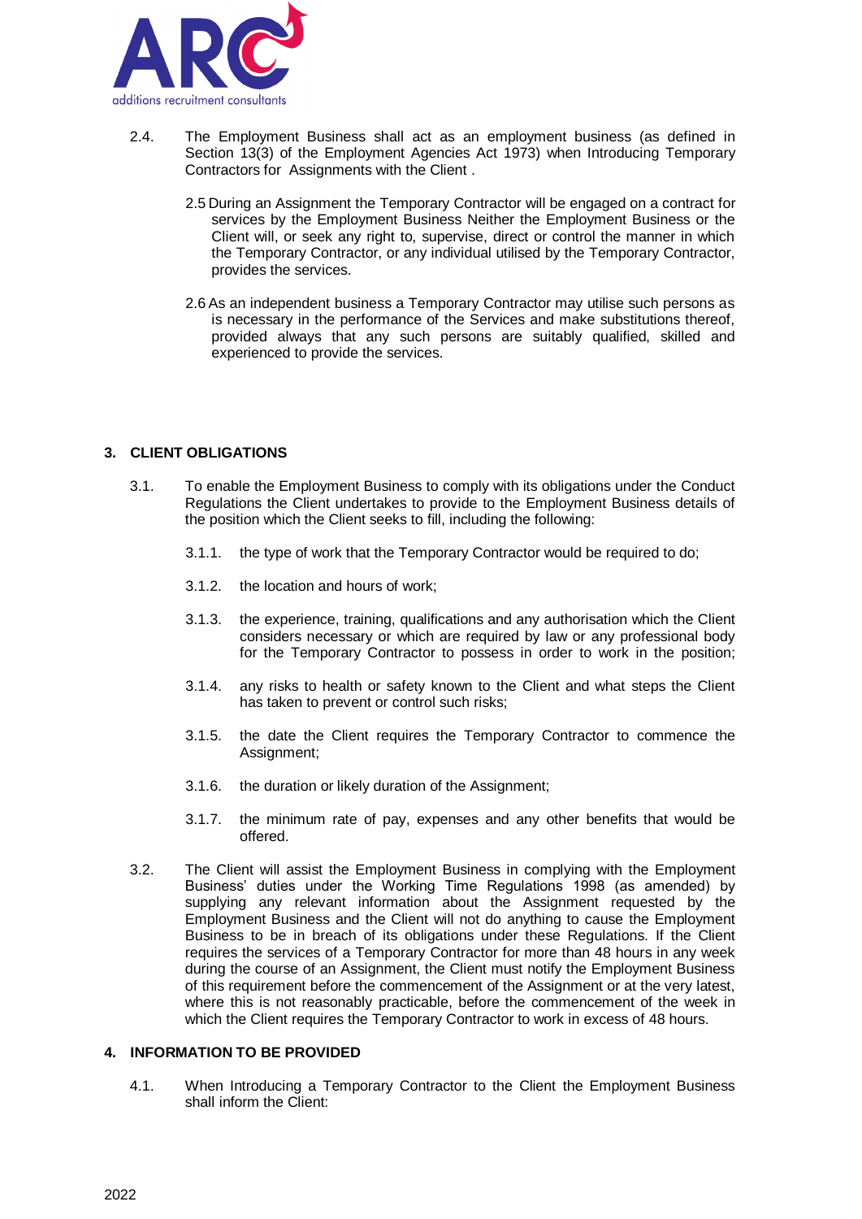2.4. The Employment Business shall act as an employment business (as defined in Section 13(3) of the Employment Agencies Act 1973) when Introducing Temporary Contractors for Assignments with the Client .

2.5 During an Assignment the Temporary Contractor will be engaged on a contract for services by the Employment Business Neither the Employment Business or the Client will, or seek any right to, supervise, direct or control the manner in which the Temporary Contractor, or any individual utilised by the Temporary Contractor, provides the services.

2.6 As an independent business a Temporary Contractor may utilise such persons as is necessary in the performance of the Services and make substitutions thereof, provided always that any such persons are suitably qualified, skilled and experienced to provide the services.

## 3. CLIENT OBLIGATIONS

3.1. To enable the Employment Business to comply with its obligations under the Conduct Regulations the Client undertakes to provide to the Employment Business details of the position which the Client seeks to fill, including the following:

3.1.1. the type of work that the Temporary Contractor would be required to do;

3.1.2. the location and hours of work;

3.1.3. the experience, training, qualifications and any authorisation which the Client considers necessary or which are required by law or any professional body for the Temporary Contractor to possess in order to work in the position;

3.1.4. any risks to health or safety known to the Client and what steps the Client has taken to prevent or control such risks;

3.1.5. the date the Client requires the Temporary Contractor to commence the Assignment;

3.1.6. the duration or likely duration of the Assignment;

3.1.7. the minimum rate of pay, expenses and any other benefits that would be offered.

3.2. The Client will assist the Employment Business in complying with the Employment Business' duties under the Working Time Regulations 1998 (as amended) by supplying any relevant information about the Assignment requested by the Employment Business and the Client will not do anything to cause the Employment Business to be in breach of its obligations under these Regulations. If the Client requires the services of a Temporary Contractor for more than 48 hours in any week during the course of an Assignment, the Client must notify the Employment Business of this requirement before the commencement of the Assignment or at the very latest, where this is not reasonably practicable, before the commencement of the week in which the Client requires the Temporary Contractor to work in excess of 48 hours.

## 4. INFORMATION TO BE PROVIDED

4.1. When Introducing a Temporary Contractor to the Client the Employment Business shall inform the Client: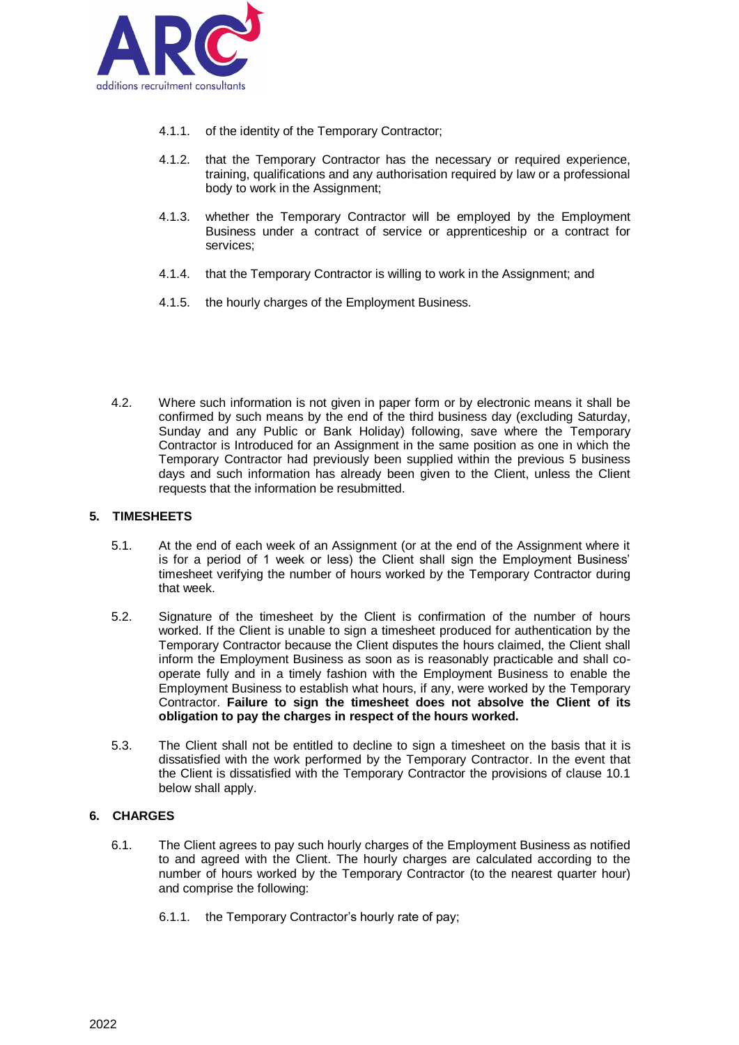4.1.1. of the identity of the Temporary Contractor;

4.1.2. that the Temporary Contractor has the necessary or required experience, training, qualifications and any authorisation required by law or a professional body to work in the Assignment;

4.1.3. whether the Temporary Contractor will be employed by the Employment Business under a contract of service or apprenticeship or a contract for services;

4.1.4. that the Temporary Contractor is willing to work in the Assignment; and

4.1.5. the hourly charges of the Employment Business.

4.2. Where such information is not given in paper form or by electronic means it shall be confirmed by such means by the end of the third business day (excluding Saturday, Sunday and any Public or Bank Holiday) following, save where the Temporary Contractor is Introduced for an Assignment in the same position as one in which the Temporary Contractor had previously been supplied within the previous 5 business days and such information has already been given to the Client, unless the Client requests that the information be resubmitted.

## 5. TIMESHEETS

5.1. At the end of each week of an Assignment (or at the end of the Assignment where it is for a period of 1 week or less) the Client shall sign the Employment Business' timesheet verifying the number of hours worked by the Temporary Contractor during that week.

5.2. Signature of the timesheet by the Client is confirmation of the number of hours worked. If the Client is unable to sign a timesheet produced for authentication by the Temporary Contractor because the Client disputes the hours claimed, the Client shall inform the Employment Business as soon as is reasonably practicable and shall co-operate fully and in a timely fashion with the Employment Business to enable the Employment Business to establish what hours, if any, were worked by the Temporary Contractor. **Failure to sign the timesheet does not absolve the Client of its obligation to pay the charges in respect of the hours worked.**

5.3. The Client shall not be entitled to decline to sign a timesheet on the basis that it is dissatisfied with the work performed by the Temporary Contractor. In the event that the Client is dissatisfied with the Temporary Contractor the provisions of clause 10.1 below shall apply.

## 6. CHARGES

6.1. The Client agrees to pay such hourly charges of the Employment Business as notified to and agreed with the Client. The hourly charges are calculated according to the number of hours worked by the Temporary Contractor (to the nearest quarter hour) and comprise the following:

6.1.1. the Temporary Contractor's hourly rate of pay;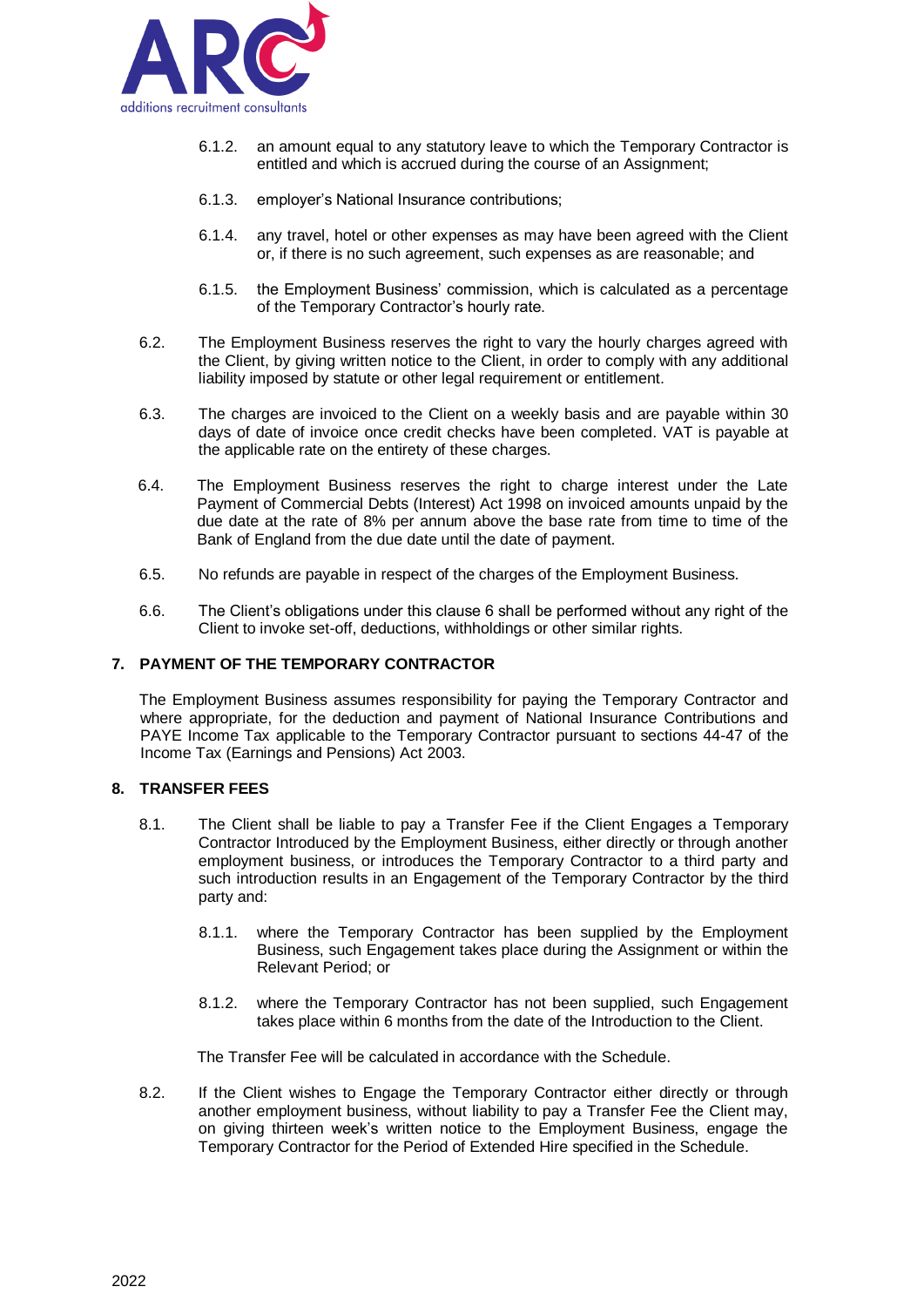6.1.2. an amount equal to any statutory leave to which the Temporary Contractor is entitled and which is accrued during the course of an Assignment;

6.1.3. employer's National Insurance contributions;

6.1.4. any travel, hotel or other expenses as may have been agreed with the Client or, if there is no such agreement, such expenses as are reasonable; and

6.1.5. the Employment Business' commission, which is calculated as a percentage of the Temporary Contractor's hourly rate.

6.2. The Employment Business reserves the right to vary the hourly charges agreed with the Client, by giving written notice to the Client, in order to comply with any additional liability imposed by statute or other legal requirement or entitlement.

6.3. The charges are invoiced to the Client on a weekly basis and are payable within 30 days of date of invoice once credit checks have been completed. VAT is payable at the applicable rate on the entirety of these charges.

6.4. The Employment Business reserves the right to charge interest under the Late Payment of Commercial Debts (Interest) Act 1998 on invoiced amounts unpaid by the due date at the rate of 8% per annum above the base rate from time to time of the Bank of England from the due date until the date of payment.

6.5. No refunds are payable in respect of the charges of the Employment Business.

6.6. The Client's obligations under this clause 6 shall be performed without any right of the Client to invoke set-off, deductions, withholdings or other similar rights.

## 7. PAYMENT OF THE TEMPORARY CONTRACTOR

The Employment Business assumes responsibility for paying the Temporary Contractor and where appropriate, for the deduction and payment of National Insurance Contributions and PAYE Income Tax applicable to the Temporary Contractor pursuant to sections 44-47 of the Income Tax (Earnings and Pensions) Act 2003.

## 8. TRANSFER FEES

8.1. The Client shall be liable to pay a Transfer Fee if the Client Engages a Temporary Contractor Introduced by the Employment Business, either directly or through another employment business, or introduces the Temporary Contractor to a third party and such introduction results in an Engagement of the Temporary Contractor by the third party and:

8.1.1. where the Temporary Contractor has been supplied by the Employment Business, such Engagement takes place during the Assignment or within the Relevant Period; or

8.1.2. where the Temporary Contractor has not been supplied, such Engagement takes place within 6 months from the date of the Introduction to the Client.

The Transfer Fee will be calculated in accordance with the Schedule.

8.2. If the Client wishes to Engage the Temporary Contractor either directly or through another employment business, without liability to pay a Transfer Fee the Client may, on giving thirteen week's written notice to the Employment Business, engage the Temporary Contractor for the Period of Extended Hire specified in the Schedule.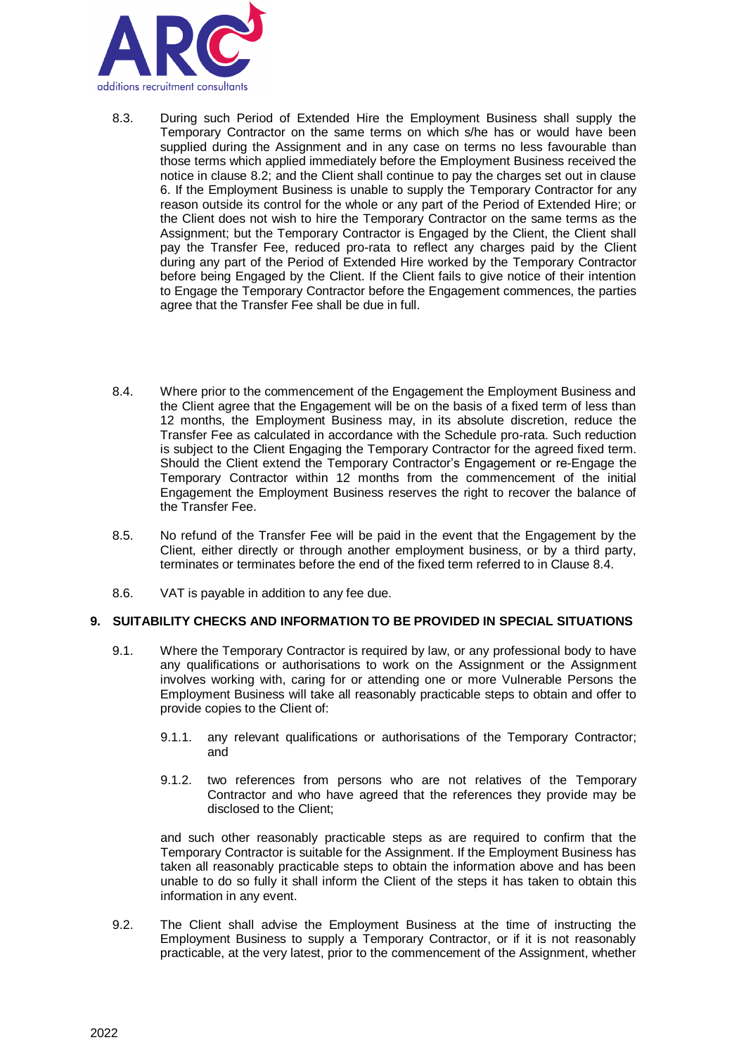8.3. During such Period of Extended Hire the Employment Business shall supply the Temporary Contractor on the same terms on which s/he has or would have been supplied during the Assignment and in any case on terms no less favourable than those terms which applied immediately before the Employment Business received the notice in clause 8.2; and the Client shall continue to pay the charges set out in clause 6. If the Employment Business is unable to supply the Temporary Contractor for any reason outside its control for the whole or any part of the Period of Extended Hire; or the Client does not wish to hire the Temporary Contractor on the same terms as the Assignment; but the Temporary Contractor is Engaged by the Client, the Client shall pay the Transfer Fee, reduced pro-rata to reflect any charges paid by the Client during any part of the Period of Extended Hire worked by the Temporary Contractor before being Engaged by the Client. If the Client fails to give notice of their intention to Engage the Temporary Contractor before the Engagement commences, the parties agree that the Transfer Fee shall be due in full.

8.4. Where prior to the commencement of the Engagement the Employment Business and the Client agree that the Engagement will be on the basis of a fixed term of less than 12 months, the Employment Business may, in its absolute discretion, reduce the Transfer Fee as calculated in accordance with the Schedule pro-rata. Such reduction is subject to the Client Engaging the Temporary Contractor for the agreed fixed term. Should the Client extend the Temporary Contractor's Engagement or re-Engage the Temporary Contractor within 12 months from the commencement of the initial Engagement the Employment Business reserves the right to recover the balance of the Transfer Fee.

8.5. No refund of the Transfer Fee will be paid in the event that the Engagement by the Client, either directly or through another employment business, or by a third party, terminates or terminates before the end of the fixed term referred to in Clause 8.4.

8.6. VAT is payable in addition to any fee due.

## 9. SUITABILITY CHECKS AND INFORMATION TO BE PROVIDED IN SPECIAL SITUATIONS

9.1. Where the Temporary Contractor is required by law, or any professional body to have any qualifications or authorisations to work on the Assignment or the Assignment involves working with, caring for or attending one or more Vulnerable Persons the Employment Business will take all reasonably practicable steps to obtain and offer to provide copies to the Client of:

9.1.1. any relevant qualifications or authorisations of the Temporary Contractor; and

9.1.2. two references from persons who are not relatives of the Temporary Contractor and who have agreed that the references they provide may be disclosed to the Client;

and such other reasonably practicable steps as are required to confirm that the Temporary Contractor is suitable for the Assignment. If the Employment Business has taken all reasonably practicable steps to obtain the information above and has been unable to do so fully it shall inform the Client of the steps it has taken to obtain this information in any event.

9.2. The Client shall advise the Employment Business at the time of instructing the Employment Business to supply a Temporary Contractor, or if it is not reasonably practicable, at the very latest, prior to the commencement of the Assignment, whether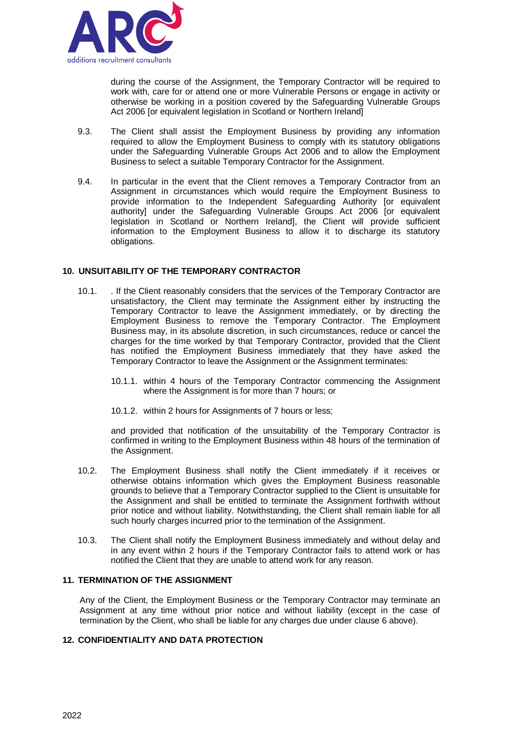during the course of the Assignment, the Temporary Contractor will be required to work with, care for or attend one or more Vulnerable Persons or engage in activity or otherwise be working in a position covered by the Safeguarding Vulnerable Groups Act 2006 [or equivalent legislation in Scotland or Northern Ireland]

9.3. The Client shall assist the Employment Business by providing any information required to allow the Employment Business to comply with its statutory obligations under the Safeguarding Vulnerable Groups Act 2006 and to allow the Employment Business to select a suitable Temporary Contractor for the Assignment.

9.4. In particular in the event that the Client removes a Temporary Contractor from an Assignment in circumstances which would require the Employment Business to provide information to the Independent Safeguarding Authority [or equivalent authority] under the Safeguarding Vulnerable Groups Act 2006 [or equivalent legislation in Scotland or Northern Ireland], the Client will provide sufficient information to the Employment Business to allow it to discharge its statutory obligations.

**10. UNSUITABILITY OF THE TEMPORARY CONTRACTOR**

10.1. . If the Client reasonably considers that the services of the Temporary Contractor are unsatisfactory, the Client may terminate the Assignment either by instructing the Temporary Contractor to leave the Assignment immediately, or by directing the Employment Business to remove the Temporary Contractor. The Employment Business may, in its absolute discretion, in such circumstances, reduce or cancel the charges for the time worked by that Temporary Contractor, provided that the Client has notified the Employment Business immediately that they have asked the Temporary Contractor to leave the Assignment or the Assignment terminates:

10.1.1. within 4 hours of the Temporary Contractor commencing the Assignment where the Assignment is for more than 7 hours; or

10.1.2. within 2 hours for Assignments of 7 hours or less;

and provided that notification of the unsuitability of the Temporary Contractor is confirmed in writing to the Employment Business within 48 hours of the termination of the Assignment.

10.2. The Employment Business shall notify the Client immediately if it receives or otherwise obtains information which gives the Employment Business reasonable grounds to believe that a Temporary Contractor supplied to the Client is unsuitable for the Assignment and shall be entitled to terminate the Assignment forthwith without prior notice and without liability. Notwithstanding, the Client shall remain liable for all such hourly charges incurred prior to the termination of the Assignment.

10.3. The Client shall notify the Employment Business immediately and without delay and in any event within 2 hours if the Temporary Contractor fails to attend work or has notified the Client that they are unable to attend work for any reason.

**11. TERMINATION OF THE ASSIGNMENT**

Any of the Client, the Employment Business or the Temporary Contractor may terminate an Assignment at any time without prior notice and without liability (except in the case of termination by the Client, who shall be liable for any charges due under clause 6 above).

**12. CONFIDENTIALITY AND DATA PROTECTION**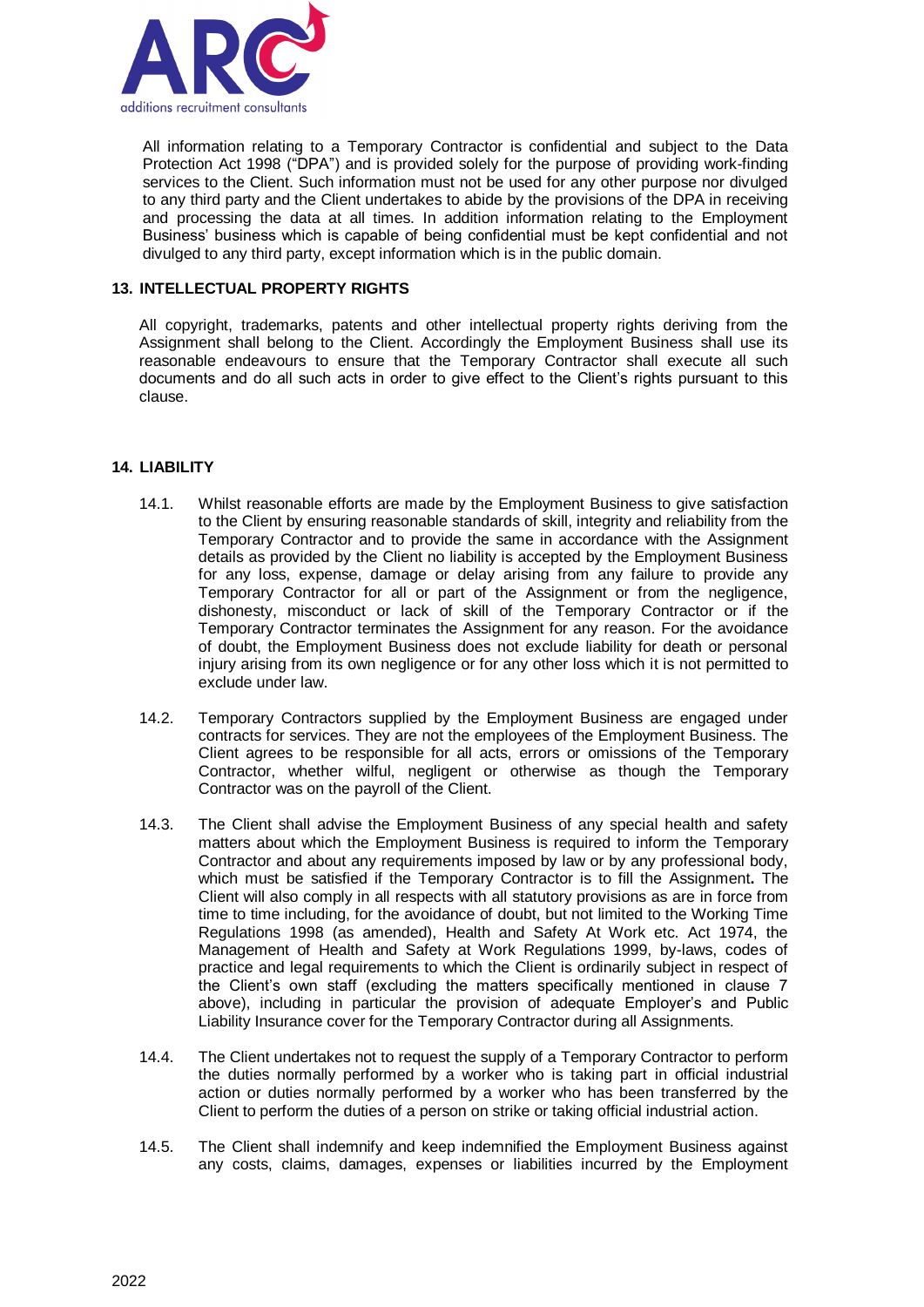All information relating to a Temporary Contractor is confidential and subject to the Data Protection Act 1998 ("DPA") and is provided solely for the purpose of providing work-finding services to the Client. Such information must not be used for any other purpose nor divulged to any third party and the Client undertakes to abide by the provisions of the DPA in receiving and processing the data at all times. In addition information relating to the Employment Business' business which is capable of being confidential must be kept confidential and not divulged to any third party, except information which is in the public domain.

## 13. INTELLECTUAL PROPERTY RIGHTS

All copyright, trademarks, patents and other intellectual property rights deriving from the Assignment shall belong to the Client. Accordingly the Employment Business shall use its reasonable endeavours to ensure that the Temporary Contractor shall execute all such documents and do all such acts in order to give effect to the Client's rights pursuant to this clause.

## 14. LIABILITY

14.1. Whilst reasonable efforts are made by the Employment Business to give satisfaction to the Client by ensuring reasonable standards of skill, integrity and reliability from the Temporary Contractor and to provide the same in accordance with the Assignment details as provided by the Client no liability is accepted by the Employment Business for any loss, expense, damage or delay arising from any failure to provide any Temporary Contractor for all or part of the Assignment or from the negligence, dishonesty, misconduct or lack of skill of the Temporary Contractor or if the Temporary Contractor terminates the Assignment for any reason. For the avoidance of doubt, the Employment Business does not exclude liability for death or personal injury arising from its own negligence or for any other loss which it is not permitted to exclude under law.

14.2. Temporary Contractors supplied by the Employment Business are engaged under contracts for services. They are not the employees of the Employment Business. The Client agrees to be responsible for all acts, errors or omissions of the Temporary Contractor, whether wilful, negligent or otherwise as though the Temporary Contractor was on the payroll of the Client.

14.3. The Client shall advise the Employment Business of any special health and safety matters about which the Employment Business is required to inform the Temporary Contractor and about any requirements imposed by law or by any professional body, which must be satisfied if the Temporary Contractor is to fill the Assignment**.** The Client will also comply in all respects with all statutory provisions as are in force from time to time including, for the avoidance of doubt, but not limited to the Working Time Regulations 1998 (as amended), Health and Safety At Work etc. Act 1974, the Management of Health and Safety at Work Regulations 1999, by-laws, codes of practice and legal requirements to which the Client is ordinarily subject in respect of the Client's own staff (excluding the matters specifically mentioned in clause 7 above), including in particular the provision of adequate Employer's and Public Liability Insurance cover for the Temporary Contractor during all Assignments.

14.4. The Client undertakes not to request the supply of a Temporary Contractor to perform the duties normally performed by a worker who is taking part in official industrial action or duties normally performed by a worker who has been transferred by the Client to perform the duties of a person on strike or taking official industrial action.

14.5. The Client shall indemnify and keep indemnified the Employment Business against any costs, claims, damages, expenses or liabilities incurred by the Employment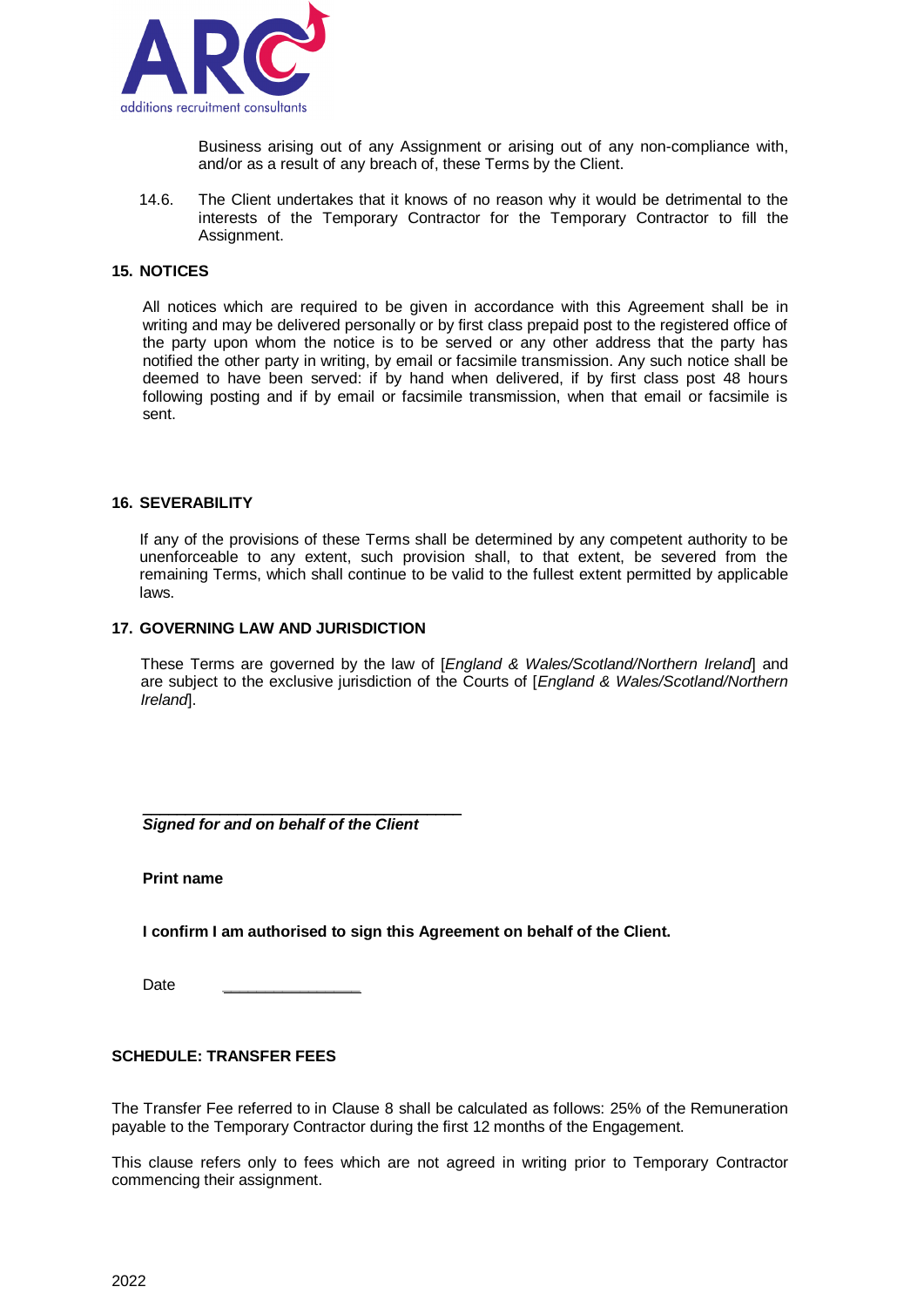Business arising out of any Assignment or arising out of any non-compliance with, and/or as a result of any breach of, these Terms by the Client.

14.6. The Client undertakes that it knows of no reason why it would be detrimental to the interests of the Temporary Contractor for the Temporary Contractor to fill the Assignment.

## 15. NOTICES

All notices which are required to be given in accordance with this Agreement shall be in writing and may be delivered personally or by first class prepaid post to the registered office of the party upon whom the notice is to be served or any other address that the party has notified the other party in writing, by email or facsimile transmission. Any such notice shall be deemed to have been served: if by hand when delivered, if by first class post 48 hours following posting and if by email or facsimile transmission, when that email or facsimile is sent.

## 16. SEVERABILITY

If any of the provisions of these Terms shall be determined by any competent authority to be unenforceable to any extent, such provision shall, to that extent, be severed from the remaining Terms, which shall continue to be valid to the fullest extent permitted by applicable laws.

## 17. GOVERNING LAW AND JURISDICTION

These Terms are governed by the law of [*England & Wales/Scotland/Northern Ireland*] and are subject to the exclusive jurisdiction of the Courts of [*England & Wales/Scotland/Northern Ireland*].

______________________________________

***Signed for and on behalf of the Client***

**Print name**

**I confirm I am authorised to sign this Agreement on behalf of the Client.**

Date ________________

## SCHEDULE: TRANSFER FEES

The Transfer Fee referred to in Clause 8 shall be calculated as follows: 25% of the Remuneration payable to the Temporary Contractor during the first 12 months of the Engagement.

This clause refers only to fees which are not agreed in writing prior to Temporary Contractor commencing their assignment.

2022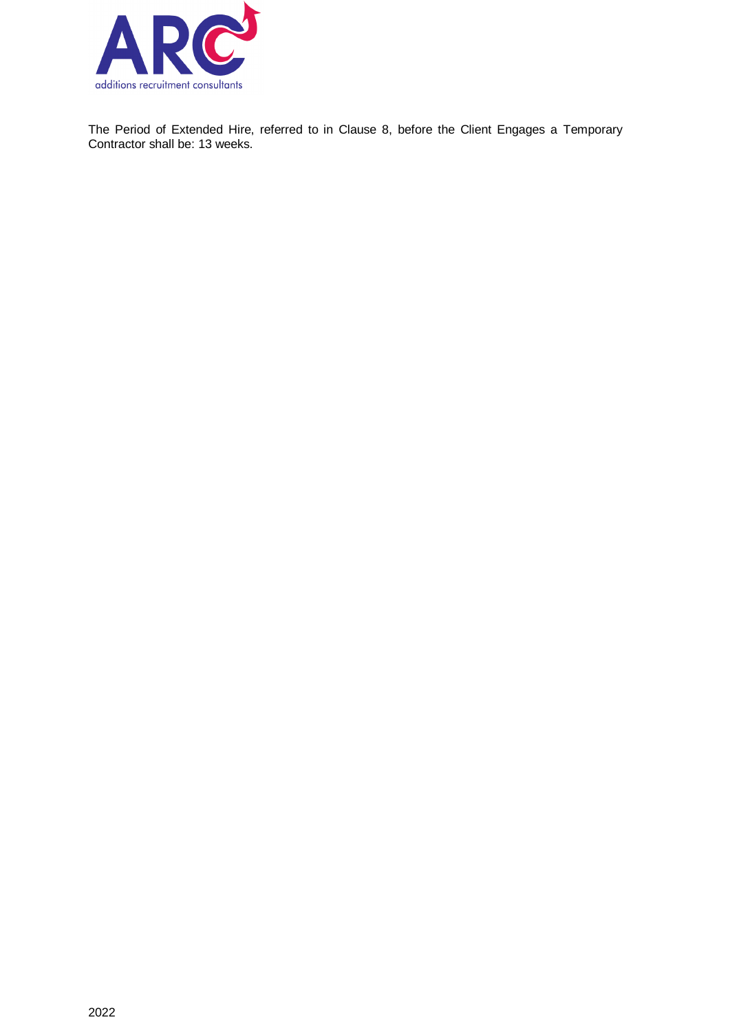The Period of Extended Hire, referred to in Clause 8, before the Client Engages a Temporary Contractor shall be: 13 weeks.

2022